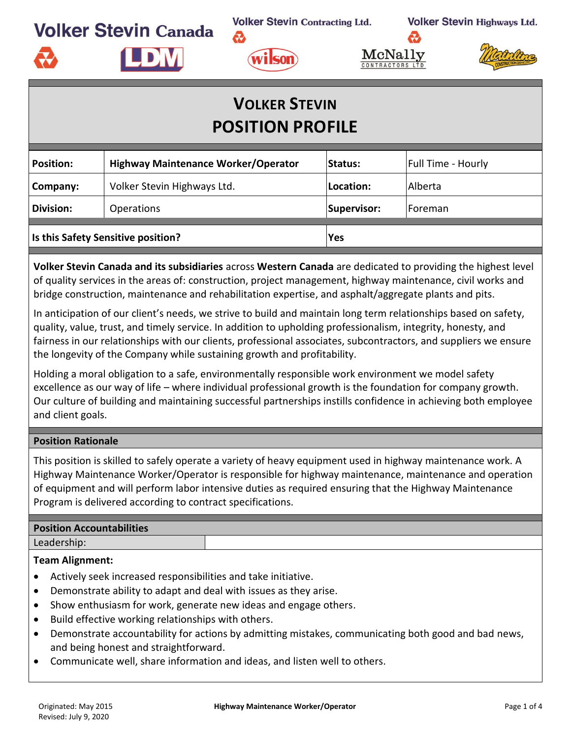Volker Stevin Canada | Volker Stevin Contracting Ltd. | Volker Stevin Highways Ltd.

LDM | wilson | McNally CONTRACTORS LTD | Mainline

# VOLKER STEVIN POSITION PROFILE

| **Position:** | **Highway Maintenance Worker/Operator** | **Status:** | Full Time - Hourly |
|---|---|---|---|
| **Company:** | Volker Stevin Highways Ltd. | **Location:** | Alberta |
| **Division:** | Operations | **Supervisor:** | Foreman |
| **Is this Safety Sensitive position?** | | **Yes** | |

**Volker Stevin Canada and its subsidiaries** across **Western Canada** are dedicated to providing the highest level of quality services in the areas of: construction, project management, highway maintenance, civil works and bridge construction, maintenance and rehabilitation expertise, and asphalt/aggregate plants and pits.

In anticipation of our client's needs, we strive to build and maintain long term relationships based on safety, quality, value, trust, and timely service. In addition to upholding professionalism, integrity, honesty, and fairness in our relationships with our clients, professional associates, subcontractors, and suppliers we ensure the longevity of the Company while sustaining growth and profitability.

Holding a moral obligation to a safe, environmentally responsible work environment we model safety excellence as our way of life – where individual professional growth is the foundation for company growth. Our culture of building and maintaining successful partnerships instills confidence in achieving both employee and client goals.

## Position Rationale

This position is skilled to safely operate a variety of heavy equipment used in highway maintenance work. A Highway Maintenance Worker/Operator is responsible for highway maintenance, maintenance and operation of equipment and will perform labor intensive duties as required ensuring that the Highway Maintenance Program is delivered according to contract specifications.

## Position Accountabilities

Leadership:

**Team Alignment:**

- Actively seek increased responsibilities and take initiative.
- Demonstrate ability to adapt and deal with issues as they arise.
- Show enthusiasm for work, generate new ideas and engage others.
- Build effective working relationships with others.
- Demonstrate accountability for actions by admitting mistakes, communicating both good and bad news, and being honest and straightforward.
- Communicate well, share information and ideas, and listen well to others.

Originated: May 2015
Revised: July 9, 2020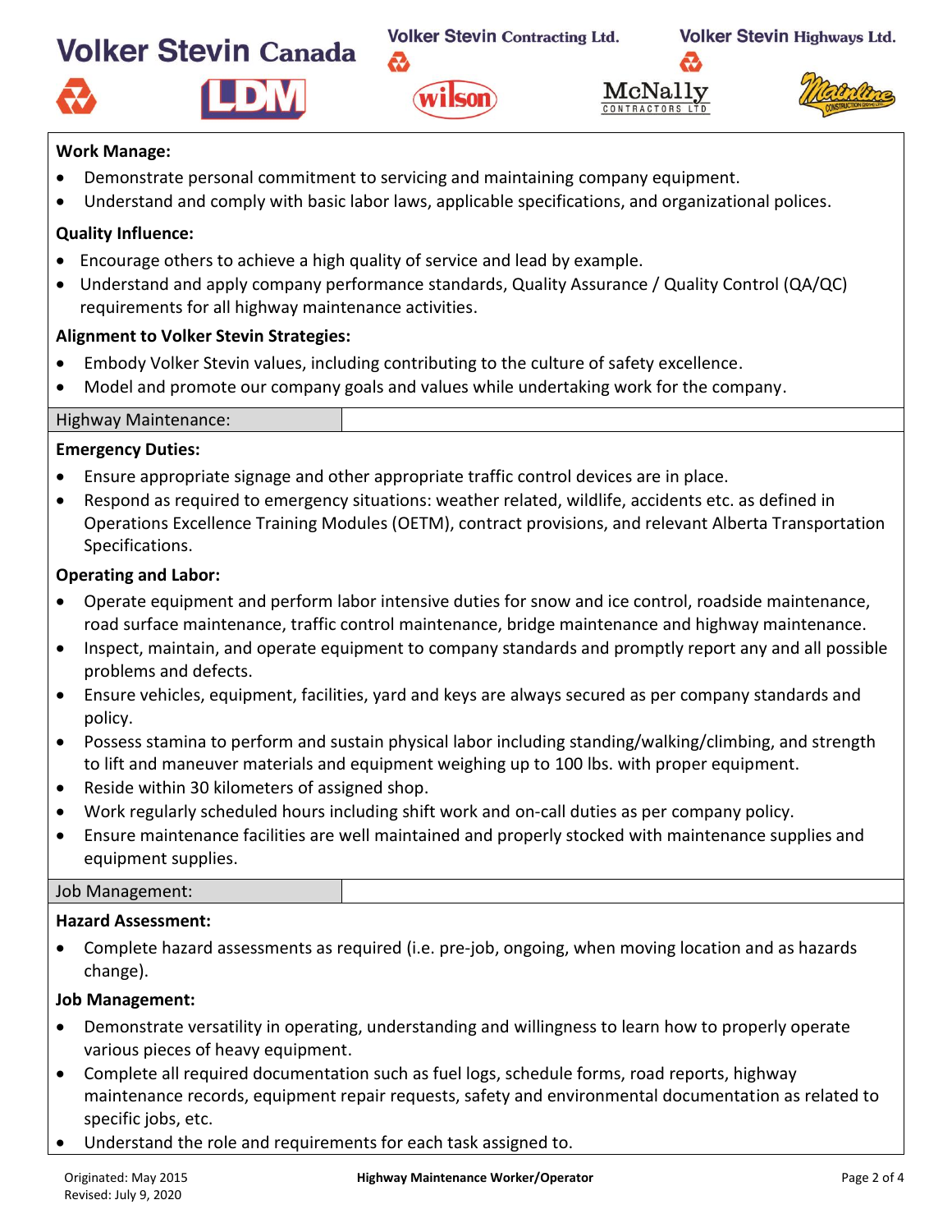**Work Manage:**

- Demonstrate personal commitment to servicing and maintaining company equipment.
- Understand and comply with basic labor laws, applicable specifications, and organizational polices.

**Quality Influence:**

- Encourage others to achieve a high quality of service and lead by example.
- Understand and apply company performance standards, Quality Assurance / Quality Control (QA/QC) requirements for all highway maintenance activities.

**Alignment to Volker Stevin Strategies:**

- Embody Volker Stevin values, including contributing to the culture of safety excellence.
- Model and promote our company goals and values while undertaking work for the company.

## Highway Maintenance:

**Emergency Duties:**

- Ensure appropriate signage and other appropriate traffic control devices are in place.
- Respond as required to emergency situations: weather related, wildlife, accidents etc. as defined in Operations Excellence Training Modules (OETM), contract provisions, and relevant Alberta Transportation Specifications.

**Operating and Labor:**

- Operate equipment and perform labor intensive duties for snow and ice control, roadside maintenance, road surface maintenance, traffic control maintenance, bridge maintenance and highway maintenance.
- Inspect, maintain, and operate equipment to company standards and promptly report any and all possible problems and defects.
- Ensure vehicles, equipment, facilities, yard and keys are always secured as per company standards and policy.
- Possess stamina to perform and sustain physical labor including standing/walking/climbing, and strength to lift and maneuver materials and equipment weighing up to 100 lbs. with proper equipment.
- Reside within 30 kilometers of assigned shop.
- Work regularly scheduled hours including shift work and on-call duties as per company policy.
- Ensure maintenance facilities are well maintained and properly stocked with maintenance supplies and equipment supplies.

## Job Management:

**Hazard Assessment:**

- Complete hazard assessments as required (i.e. pre-job, ongoing, when moving location and as hazards change).

**Job Management:**

- Demonstrate versatility in operating, understanding and willingness to learn how to properly operate various pieces of heavy equipment.
- Complete all required documentation such as fuel logs, schedule forms, road reports, highway maintenance records, equipment repair requests, safety and environmental documentation as related to specific jobs, etc.
- Understand the role and requirements for each task assigned to.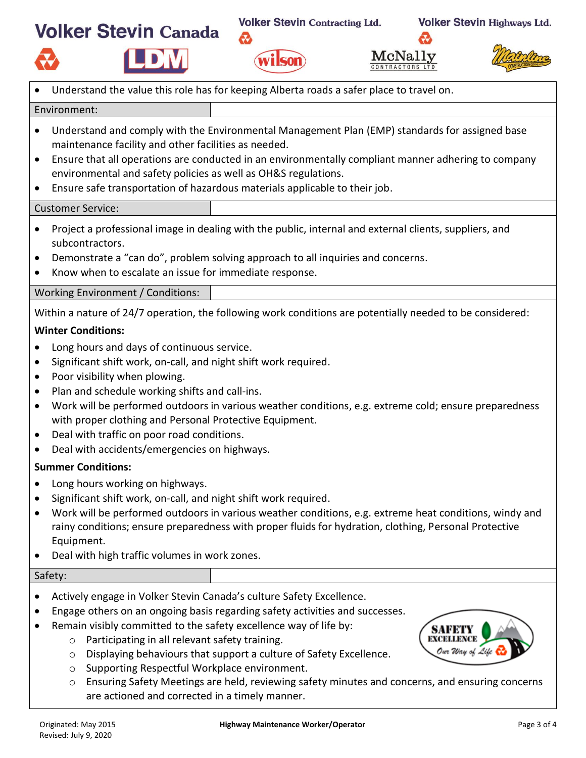- Understand the value this role has for keeping Alberta roads a safer place to travel on.

## Environment:

- Understand and comply with the Environmental Management Plan (EMP) standards for assigned base maintenance facility and other facilities as needed.
- Ensure that all operations are conducted in an environmentally compliant manner adhering to company environmental and safety policies as well as OH&S regulations.
- Ensure safe transportation of hazardous materials applicable to their job.

## Customer Service:

- Project a professional image in dealing with the public, internal and external clients, suppliers, and subcontractors.
- Demonstrate a “can do”, problem solving approach to all inquiries and concerns.
- Know when to escalate an issue for immediate response.

## Working Environment / Conditions:

Within a nature of 24/7 operation, the following work conditions are potentially needed to be considered:

**Winter Conditions:**

- Long hours and days of continuous service.
- Significant shift work, on-call, and night shift work required.
- Poor visibility when plowing.
- Plan and schedule working shifts and call-ins.
- Work will be performed outdoors in various weather conditions, e.g. extreme cold; ensure preparedness with proper clothing and Personal Protective Equipment.
- Deal with traffic on poor road conditions.
- Deal with accidents/emergencies on highways.

**Summer Conditions:**

- Long hours working on highways.
- Significant shift work, on-call, and night shift work required.
- Work will be performed outdoors in various weather conditions, e.g. extreme heat conditions, windy and rainy conditions; ensure preparedness with proper fluids for hydration, clothing, Personal Protective Equipment.
- Deal with high traffic volumes in work zones.

## Safety:

- Actively engage in Volker Stevin Canada’s culture Safety Excellence.
- Engage others on an ongoing basis regarding safety activities and successes.
- Remain visibly committed to the safety excellence way of life by:
  - Participating in all relevant safety training.
  - Displaying behaviours that support a culture of Safety Excellence.
  - Supporting Respectful Workplace environment.
  - Ensuring Safety Meetings are held, reviewing safety minutes and concerns, and ensuring concerns are actioned and corrected in a timely manner.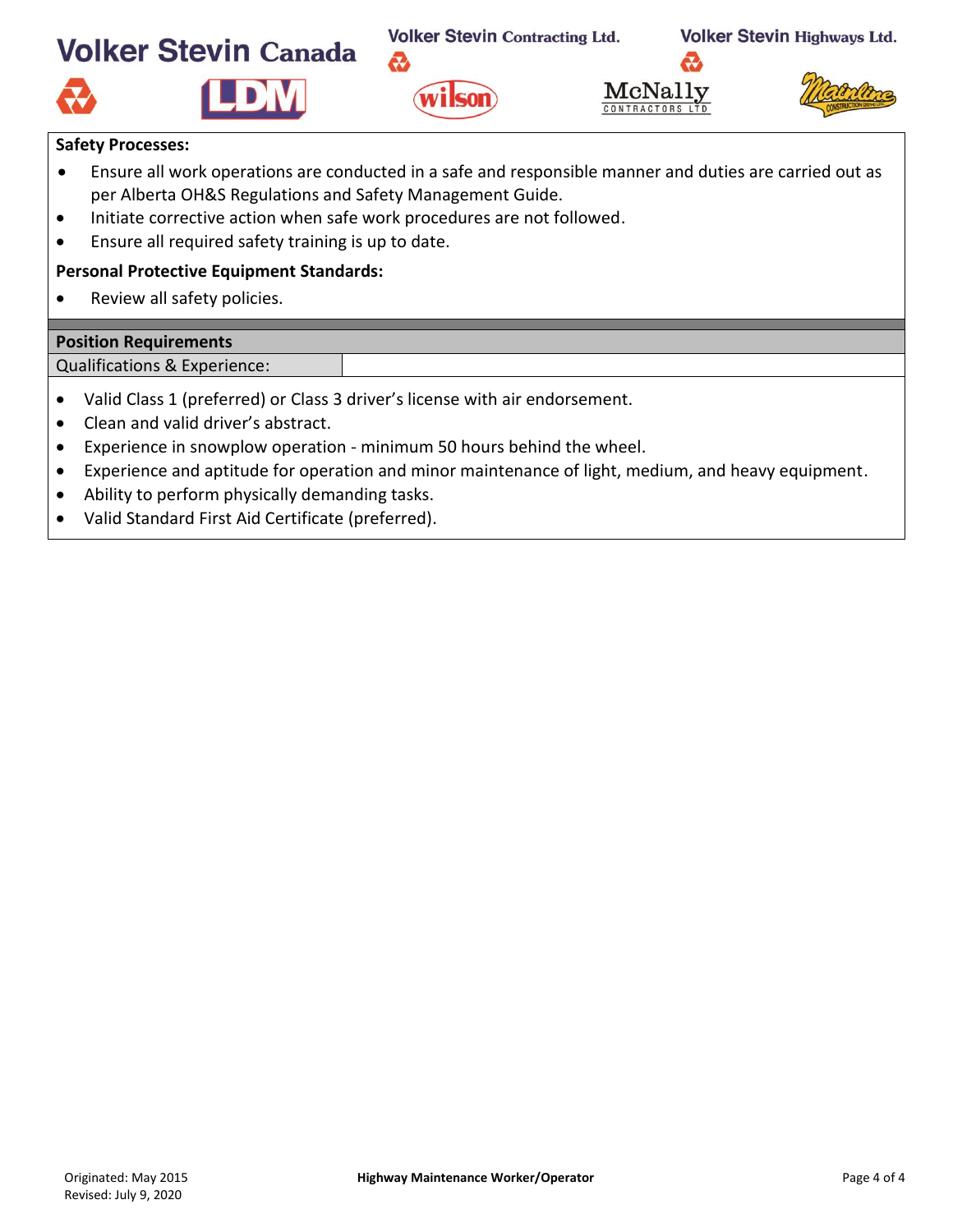**Safety Processes:**

- Ensure all work operations are conducted in a safe and responsible manner and duties are carried out as per Alberta OH&S Regulations and Safety Management Guide.
- Initiate corrective action when safe work procedures are not followed.
- Ensure all required safety training is up to date.

**Personal Protective Equipment Standards:**

- Review all safety policies.

## Position Requirements

Qualifications & Experience:

- Valid Class 1 (preferred) or Class 3 driver's license with air endorsement.
- Clean and valid driver's abstract.
- Experience in snowplow operation - minimum 50 hours behind the wheel.
- Experience and aptitude for operation and minor maintenance of light, medium, and heavy equipment.
- Ability to perform physically demanding tasks.
- Valid Standard First Aid Certificate (preferred).